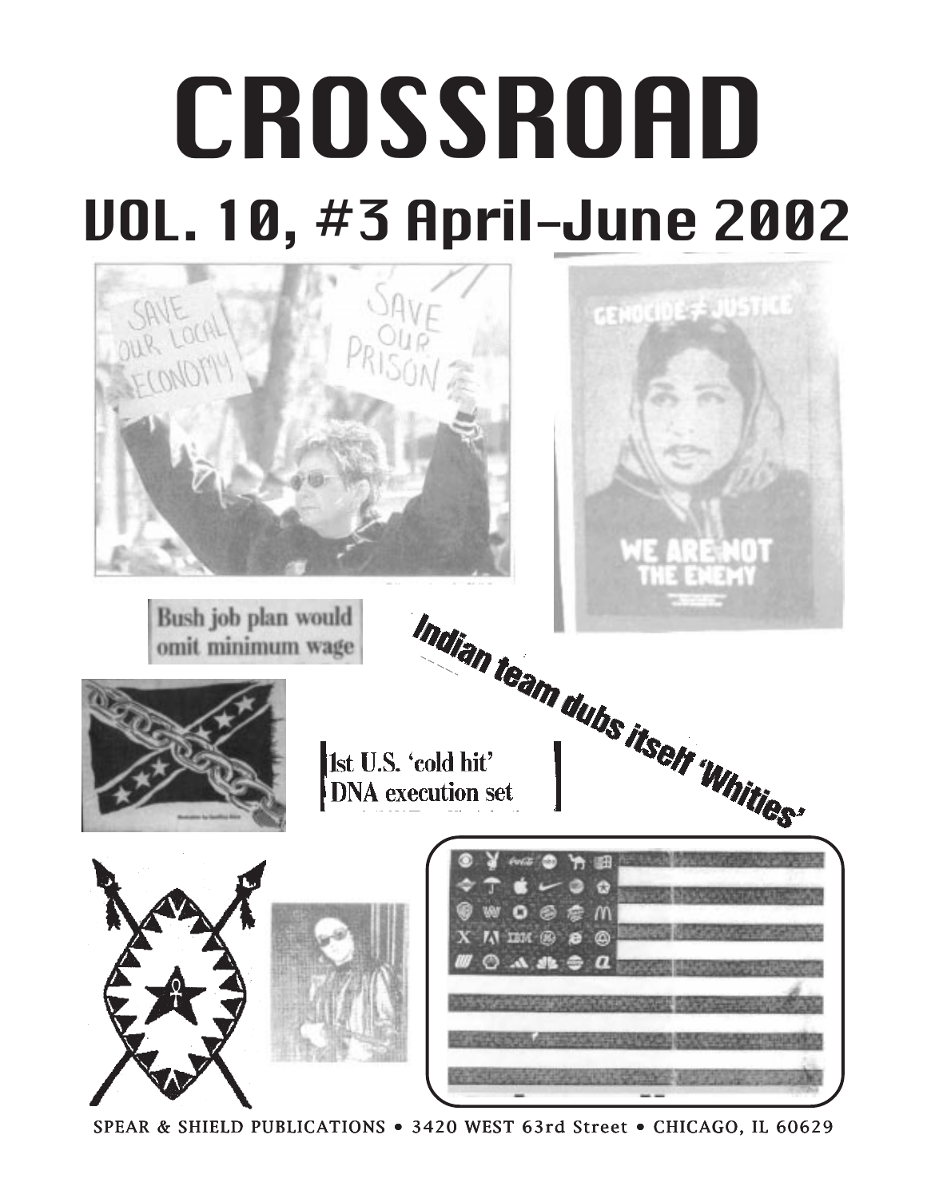# CROSSROAD

## VOL. 10, #3 April-June 2002

SAVE OUR LOCAL ECONOMY

SAVE OUR PRISON

GENOCIDE ≠ JUSTICE

WE ARE NOT THE ENEMY

Bush job plan would omit minimum wage

Indian team dubs itself 'Whities'

1st U.S. 'cold hit' DNA execution set

SPEAR & SHIELD PUBLICATIONS • 3420 WEST 63rd Street • CHICAGO, IL 60629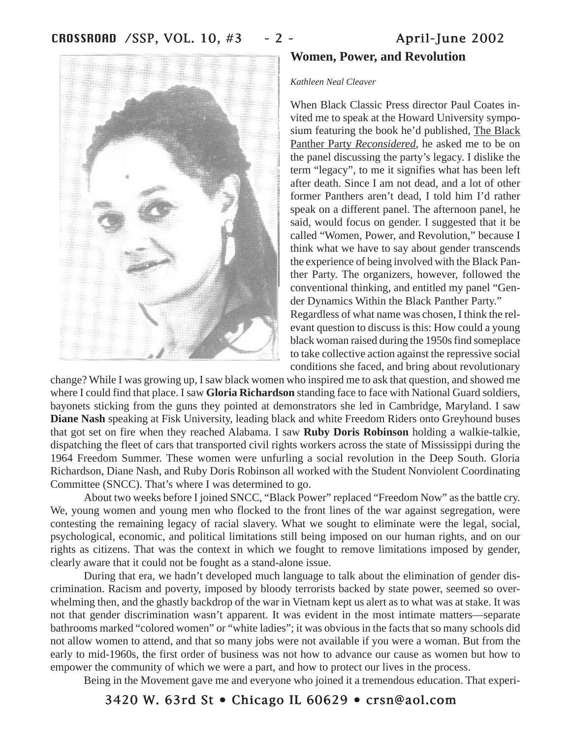## Women, Power, and Revolution

*Kathleen Neal Cleaver*

When Black Classic Press director Paul Coates invited me to speak at the Howard University symposium featuring the book he'd published, The Black Panther Party *Reconsidered*, he asked me to be on the panel discussing the party's legacy. I dislike the term "legacy", to me it signifies what has been left after death. Since I am not dead, and a lot of other former Panthers aren't dead, I told him I'd rather speak on a different panel. The afternoon panel, he said, would focus on gender. I suggested that it be called "Women, Power, and Revolution," because I think what we have to say about gender transcends the experience of being involved with the Black Panther Party. The organizers, however, followed the conventional thinking, and entitled my panel "Gender Dynamics Within the Black Panther Party."

Regardless of what name was chosen, I think the relevant question to discuss is this: How could a young black woman raised during the 1950s find someplace to take collective action against the repressive social conditions she faced, and bring about revolutionary change? While I was growing up, I saw black women who inspired me to ask that question, and showed me where I could find that place. I saw **Gloria Richardson** standing face to face with National Guard soldiers, bayonets sticking from the guns they pointed at demonstrators she led in Cambridge, Maryland. I saw **Diane Nash** speaking at Fisk University, leading black and white Freedom Riders onto Greyhound buses that got set on fire when they reached Alabama. I saw **Ruby Doris Robinson** holding a walkie-talkie, dispatching the fleet of cars that transported civil rights workers across the state of Mississippi during the 1964 Freedom Summer. These women were unfurling a social revolution in the Deep South. Gloria Richardson, Diane Nash, and Ruby Doris Robinson all worked with the Student Nonviolent Coordinating Committee (SNCC). That's where I was determined to go.

About two weeks before I joined SNCC, "Black Power" replaced "Freedom Now" as the battle cry. We, young women and young men who flocked to the front lines of the war against segregation, were contesting the remaining legacy of racial slavery. What we sought to eliminate were the legal, social, psychological, economic, and political limitations still being imposed on our human rights, and on our rights as citizens. That was the context in which we fought to remove limitations imposed by gender, clearly aware that it could not be fought as a stand-alone issue.

During that era, we hadn't developed much language to talk about the elimination of gender discrimination. Racism and poverty, imposed by bloody terrorists backed by state power, seemed so overwhelming then, and the ghastly backdrop of the war in Vietnam kept us alert as to what was at stake. It was not that gender discrimination wasn't apparent. It was evident in the most intimate matters—separate bathrooms marked "colored women" or "white ladies"; it was obvious in the facts that so many schools did not allow women to attend, and that so many jobs were not available if you were a woman. But from the early to mid-1960s, the first order of business was not how to advance our cause as women but how to empower the community of which we were a part, and how to protect our lives in the process.

Being in the Movement gave me and everyone who joined it a tremendous education. That experi-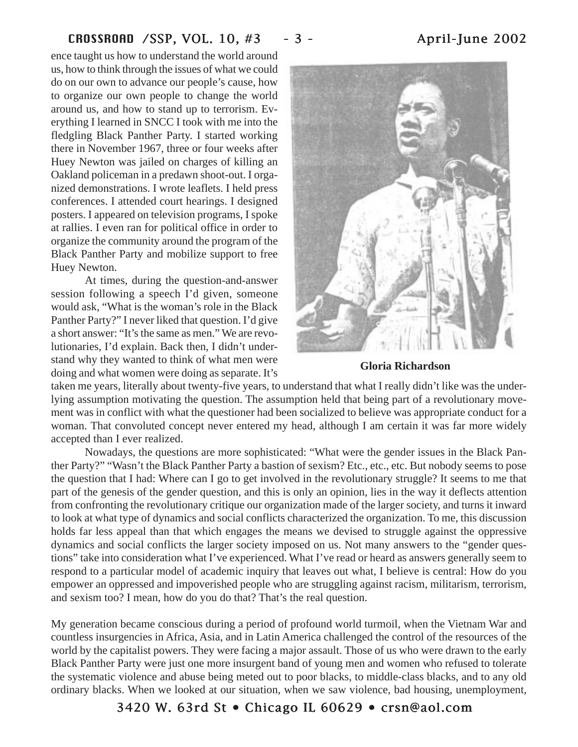ence taught us how to understand the world around us, how to think through the issues of what we could do on our own to advance our people's cause, how to organize our own people to change the world around us, and how to stand up to terrorism. Everything I learned in SNCC I took with me into the fledgling Black Panther Party. I started working there in November 1967, three or four weeks after Huey Newton was jailed on charges of killing an Oakland policeman in a predawn shoot-out. I organized demonstrations. I wrote leaflets. I held press conferences. I attended court hearings. I designed posters. I appeared on television programs, I spoke at rallies. I even ran for political office in order to organize the community around the program of the Black Panther Party and mobilize support to free Huey Newton.

At times, during the question-and-answer session following a speech I'd given, someone would ask, "What is the woman's role in the Black Panther Party?" I never liked that question. I'd give a short answer: "It's the same as men." We are revolutionaries, I'd explain. Back then, I didn't understand why they wanted to think of what men were doing and what women were doing as separate. It's taken me years, literally about twenty-five years, to understand that what I really didn't like was the underlying assumption motivating the question. The assumption held that being part of a revolutionary movement was in conflict with what the questioner had been socialized to believe was appropriate conduct for a woman. That convoluted concept never entered my head, although I am certain it was far more widely accepted than I ever realized.

**Gloria Richardson**

Nowadays, the questions are more sophisticated: "What were the gender issues in the Black Panther Party?" "Wasn't the Black Panther Party a bastion of sexism? Etc., etc., etc. But nobody seems to pose the question that I had: Where can I go to get involved in the revolutionary struggle? It seems to me that part of the genesis of the gender question, and this is only an opinion, lies in the way it deflects attention from confronting the revolutionary critique our organization made of the larger society, and turns it inward to look at what type of dynamics and social conflicts characterized the organization. To me, this discussion holds far less appeal than that which engages the means we devised to struggle against the oppressive dynamics and social conflicts the larger society imposed on us. Not many answers to the "gender questions" take into consideration what I've experienced. What I've read or heard as answers generally seem to respond to a particular model of academic inquiry that leaves out what, I believe is central: How do you empower an oppressed and impoverished people who are struggling against racism, militarism, terrorism, and sexism too? I mean, how do you do that? That's the real question.

My generation became conscious during a period of profound world turmoil, when the Vietnam War and countless insurgencies in Africa, Asia, and in Latin America challenged the control of the resources of the world by the capitalist powers. They were facing a major assault. Those of us who were drawn to the early Black Panther Party were just one more insurgent band of young men and women who refused to tolerate the systematic violence and abuse being meted out to poor blacks, to middle-class blacks, and to any old ordinary blacks. When we looked at our situation, when we saw violence, bad housing, unemployment,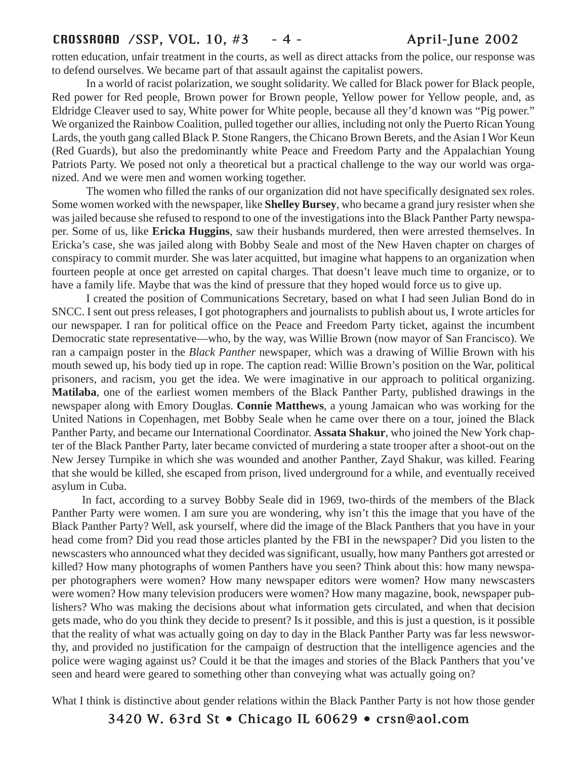rotten education, unfair treatment in the courts, as well as direct attacks from the police, our response was to defend ourselves. We became part of that assault against the capitalist powers.

In a world of racist polarization, we sought solidarity. We called for Black power for Black people, Red power for Red people, Brown power for Brown people, Yellow power for Yellow people, and, as Eldridge Cleaver used to say, White power for White people, because all they'd known was "Pig power." We organized the Rainbow Coalition, pulled together our allies, including not only the Puerto Rican Young Lards, the youth gang called Black P. Stone Rangers, the Chicano Brown Berets, and the Asian I Wor Keun (Red Guards), but also the predominantly white Peace and Freedom Party and the Appalachian Young Patriots Party. We posed not only a theoretical but a practical challenge to the way our world was organized. And we were men and women working together.

The women who filled the ranks of our organization did not have specifically designated sex roles. Some women worked with the newspaper, like **Shelley Bursey**, who became a grand jury resister when she was jailed because she refused to respond to one of the investigations into the Black Panther Party newspaper. Some of us, like **Ericka Huggins**, saw their husbands murdered, then were arrested themselves. In Ericka's case, she was jailed along with Bobby Seale and most of the New Haven chapter on charges of conspiracy to commit murder. She was later acquitted, but imagine what happens to an organization when fourteen people at once get arrested on capital charges. That doesn't leave much time to organize, or to have a family life. Maybe that was the kind of pressure that they hoped would force us to give up.

I created the position of Communications Secretary, based on what I had seen Julian Bond do in SNCC. I sent out press releases, I got photographers and journalists to publish about us, I wrote articles for our newspaper. I ran for political office on the Peace and Freedom Party ticket, against the incumbent Democratic state representative—who, by the way, was Willie Brown (now mayor of San Francisco). We ran a campaign poster in the *Black Panther* newspaper, which was a drawing of Willie Brown with his mouth sewed up, his body tied up in rope. The caption read: Willie Brown's position on the War, political prisoners, and racism, you get the idea. We were imaginative in our approach to political organizing. **Matilaba**, one of the earliest women members of the Black Panther Party, published drawings in the newspaper along with Emory Douglas. **Connie Matthews**, a young Jamaican who was working for the United Nations in Copenhagen, met Bobby Seale when he came over there on a tour, joined the Black Panther Party, and became our International Coordinator. **Assata Shakur**, who joined the New York chapter of the Black Panther Party, later became convicted of murdering a state trooper after a shoot-out on the New Jersey Turnpike in which she was wounded and another Panther, Zayd Shakur, was killed. Fearing that she would be killed, she escaped from prison, lived underground for a while, and eventually received asylum in Cuba.

In fact, according to a survey Bobby Seale did in 1969, two-thirds of the members of the Black Panther Party were women. I am sure you are wondering, why isn't this the image that you have of the Black Panther Party? Well, ask yourself, where did the image of the Black Panthers that you have in your head come from? Did you read those articles planted by the FBI in the newspaper? Did you listen to the newscasters who announced what they decided was significant, usually, how many Panthers got arrested or killed? How many photographs of women Panthers have you seen? Think about this: how many newspaper photographers were women? How many newspaper editors were women? How many newscasters were women? How many television producers were women? How many magazine, book, newspaper publishers? Who was making the decisions about what information gets circulated, and when that decision gets made, who do you think they decide to present? Is it possible, and this is just a question, is it possible that the reality of what was actually going on day to day in the Black Panther Party was far less newsworthy, and provided no justification for the campaign of destruction that the intelligence agencies and the police were waging against us? Could it be that the images and stories of the Black Panthers that you've seen and heard were geared to something other than conveying what was actually going on?

What I think is distinctive about gender relations within the Black Panther Party is not how those gender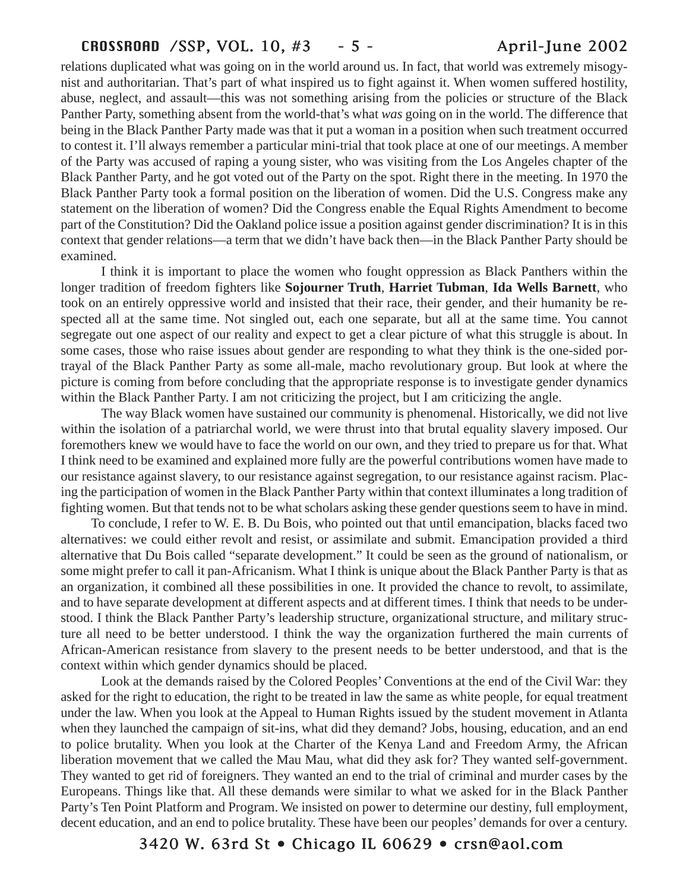relations duplicated what was going on in the world around us. In fact, that world was extremely misogynist and authoritarian. That's part of what inspired us to fight against it. When women suffered hostility, abuse, neglect, and assault—this was not something arising from the policies or structure of the Black Panther Party, something absent from the world-that's what *was* going on in the world. The difference that being in the Black Panther Party made was that it put a woman in a position when such treatment occurred to contest it. I'll always remember a particular mini-trial that took place at one of our meetings. A member of the Party was accused of raping a young sister, who was visiting from the Los Angeles chapter of the Black Panther Party, and he got voted out of the Party on the spot. Right there in the meeting. In 1970 the Black Panther Party took a formal position on the liberation of women. Did the U.S. Congress make any statement on the liberation of women? Did the Congress enable the Equal Rights Amendment to become part of the Constitution? Did the Oakland police issue a position against gender discrimination? It is in this context that gender relations—a term that we didn't have back then—in the Black Panther Party should be examined.

I think it is important to place the women who fought oppression as Black Panthers within the longer tradition of freedom fighters like **Sojourner Truth**, **Harriet Tubman**, **Ida Wells Barnett**, who took on an entirely oppressive world and insisted that their race, their gender, and their humanity be respected all at the same time. Not singled out, each one separate, but all at the same time. You cannot segregate out one aspect of our reality and expect to get a clear picture of what this struggle is about. In some cases, those who raise issues about gender are responding to what they think is the one-sided portrayal of the Black Panther Party as some all-male, macho revolutionary group. But look at where the picture is coming from before concluding that the appropriate response is to investigate gender dynamics within the Black Panther Party. I am not criticizing the project, but I am criticizing the angle.

The way Black women have sustained our community is phenomenal. Historically, we did not live within the isolation of a patriarchal world, we were thrust into that brutal equality slavery imposed. Our foremothers knew we would have to face the world on our own, and they tried to prepare us for that. What I think need to be examined and explained more fully are the powerful contributions women have made to our resistance against slavery, to our resistance against segregation, to our resistance against racism. Placing the participation of women in the Black Panther Party within that context illuminates a long tradition of fighting women. But that tends not to be what scholars asking these gender questions seem to have in mind.

To conclude, I refer to W. E. B. Du Bois, who pointed out that until emancipation, blacks faced two alternatives: we could either revolt and resist, or assimilate and submit. Emancipation provided a third alternative that Du Bois called "separate development." It could be seen as the ground of nationalism, or some might prefer to call it pan-Africanism. What I think is unique about the Black Panther Party is that as an organization, it combined all these possibilities in one. It provided the chance to revolt, to assimilate, and to have separate development at different aspects and at different times. I think that needs to be understood. I think the Black Panther Party's leadership structure, organizational structure, and military structure all need to be better understood. I think the way the organization furthered the main currents of African-American resistance from slavery to the present needs to be better understood, and that is the context within which gender dynamics should be placed.

Look at the demands raised by the Colored Peoples' Conventions at the end of the Civil War: they asked for the right to education, the right to be treated in law the same as white people, for equal treatment under the law. When you look at the Appeal to Human Rights issued by the student movement in Atlanta when they launched the campaign of sit-ins, what did they demand? Jobs, housing, education, and an end to police brutality. When you look at the Charter of the Kenya Land and Freedom Army, the African liberation movement that we called the Mau Mau, what did they ask for? They wanted self-government. They wanted to get rid of foreigners. They wanted an end to the trial of criminal and murder cases by the Europeans. Things like that. All these demands were similar to what we asked for in the Black Panther Party's Ten Point Platform and Program. We insisted on power to determine our destiny, full employment, decent education, and an end to police brutality. These have been our peoples' demands for over a century.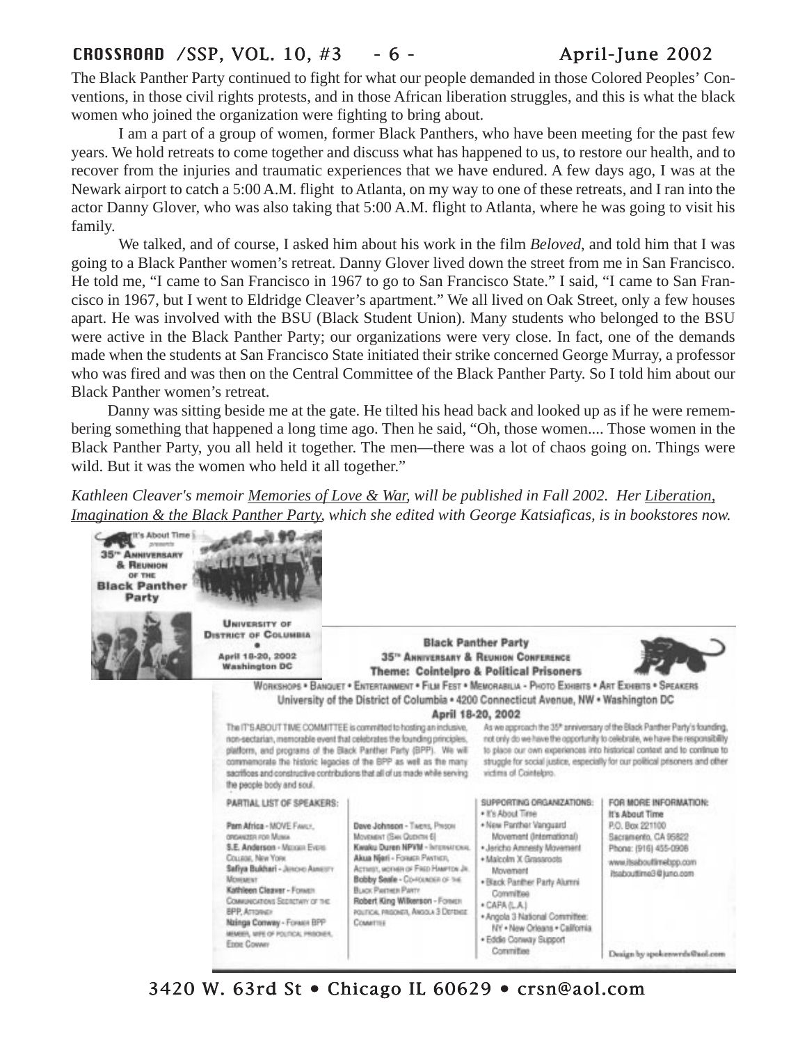The Black Panther Party continued to fight for what our people demanded in those Colored Peoples' Conventions, in those civil rights protests, and in those African liberation struggles, and this is what the black women who joined the organization were fighting to bring about.

I am a part of a group of women, former Black Panthers, who have been meeting for the past few years. We hold retreats to come together and discuss what has happened to us, to restore our health, and to recover from the injuries and traumatic experiences that we have endured. A few days ago, I was at the Newark airport to catch a 5:00 A.M. flight to Atlanta, on my way to one of these retreats, and I ran into the actor Danny Glover, who was also taking that 5:00 A.M. flight to Atlanta, where he was going to visit his family.

We talked, and of course, I asked him about his work in the film *Beloved*, and told him that I was going to a Black Panther women's retreat. Danny Glover lived down the street from me in San Francisco. He told me, "I came to San Francisco in 1967 to go to San Francisco State." I said, "I came to San Francisco in 1967, but I went to Eldridge Cleaver's apartment." We all lived on Oak Street, only a few houses apart. He was involved with the BSU (Black Student Union). Many students who belonged to the BSU were active in the Black Panther Party; our organizations were very close. In fact, one of the demands made when the students at San Francisco State initiated their strike concerned George Murray, a professor who was fired and was then on the Central Committee of the Black Panther Party. So I told him about our Black Panther women's retreat.

Danny was sitting beside me at the gate. He tilted his head back and looked up as if he were remembering something that happened a long time ago. Then he said, "Oh, those women.... Those women in the Black Panther Party, you all held it together. The men—there was a lot of chaos going on. Things were wild. But it was the women who held it all together."

*Kathleen Cleaver's memoir Memories of Love & War, will be published in Fall 2002. Her Liberation, Imagination & the Black Panther Party, which she edited with George Katsiaficas, is in bookstores now.*

It's About Time presents
**35th Anniversary & Reunion of the Black Panther Party**
University of District of Columbia
April 18-20, 2002
Washington DC

**Black Panther Party**
**35th Anniversary & Reunion Conference**
**Theme: Cointelpro & Political Prisoners**

Workshops • Banquet • Entertainment • Film Fest • Memorabilia • Photo Exhibits • Art Exhibits • Speakers
University of the District of Columbia • 4200 Connecticut Avenue, NW • Washington DC
**April 18-20, 2002**

The IT'S ABOUT TIME COMMITTEE is committed to hosting an inclusive, non-sectarian, memorable event that celebrates the founding principles, platform, and programs of the Black Panther Party (BPP). We will commemorate the historic legacies of the BPP as well as the many sacrifices and constructive contributions that all of us made while serving the people body and soul.

As we approach the 35th anniversary of the Black Panther Party's founding, not only do we have the opportunity to celebrate, we have the responsibility to place our own experiences into historical context and to continue to struggle for social justice, especially for our political prisoners and other victims of Cointelpro.

**PARTIAL LIST OF SPEAKERS:**

- **Pam Africa** - MOVE Family, Organizer for Mumia
- **S.E. Anderson** - Medgar Evers College, New York
- **Safiya Bukhari** - Jericho Amnesty Movement
- **Kathleen Cleaver** - Former Communications Secretary of the BPP, Attorney
- **Nzinga Conway** - Former BPP member, wife of political prisoner, Eddie Conway
- **Dave Johnson** - Tigers, Prison Movement (San Quentin 6)
- **Kwaku Duren NPVM** - International
- **Akua Njeri** - Former Panther, Activist, mother of Fred Hampton Jr.
- **Bobby Seale** - Co-founder of the Black Panther Party
- **Robert King Wilkerson** - Former political prisoner, Angola 3 Defense Committee

**SUPPORTING ORGANIZATIONS:**

- It's About Time
- New Panther Vanguard Movement (International)
- Jericho Amnesty Movement
- Malcolm X Grassroots Movement
- Black Panther Party Alumni Committee
- CAPA (L.A.)
- Angola 3 National Committee: NY • New Orleans • California
- Eddie Conway Support Committee

**FOR MORE INFORMATION:**
It's About Time
P.O. Box 221100
Sacramento, CA 95822
Phone: (916) 455-0908
www.itsabouttimebpp.com
itsabouttime3@juno.com

Design by spokenwrds@aol.com

3420 W. 63rd St • Chicago IL 60629 • crsn@aol.com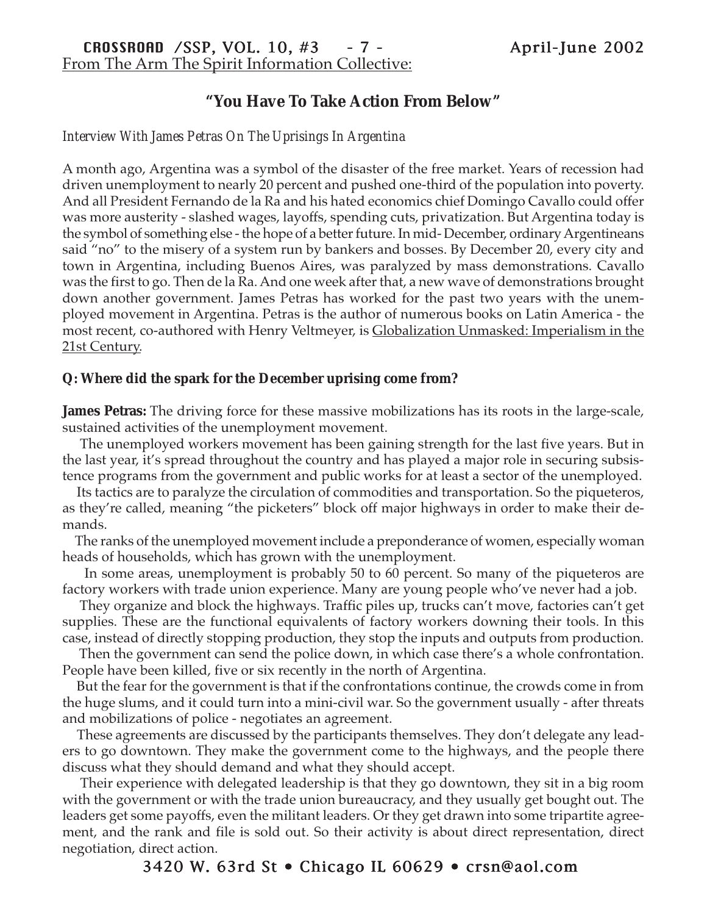From The Arm The Spirit Information Collective:

## "You Have To Take Action From Below"

*Interview With James Petras On The Uprisings In Argentina*

A month ago, Argentina was a symbol of the disaster of the free market. Years of recession had driven unemployment to nearly 20 percent and pushed one-third of the population into poverty. And all President Fernando de la Ra and his hated economics chief Domingo Cavallo could offer was more austerity - slashed wages, layoffs, spending cuts, privatization. But Argentina today is the symbol of something else - the hope of a better future. In mid- December, ordinary Argentineans said "no" to the misery of a system run by bankers and bosses. By December 20, every city and town in Argentina, including Buenos Aires, was paralyzed by mass demonstrations. Cavallo was the first to go. Then de la Ra. And one week after that, a new wave of demonstrations brought down another government. James Petras has worked for the past two years with the unemployed movement in Argentina. Petras is the author of numerous books on Latin America - the most recent, co-authored with Henry Veltmeyer, is Globalization Unmasked: Imperialism in the 21st Century.

**Q: Where did the spark for the December uprising come from?**

**James Petras:** The driving force for these massive mobilizations has its roots in the large-scale, sustained activities of the unemployment movement.

The unemployed workers movement has been gaining strength for the last five years. But in the last year, it's spread throughout the country and has played a major role in securing subsistence programs from the government and public works for at least a sector of the unemployed.

Its tactics are to paralyze the circulation of commodities and transportation. So the piqueteros, as they're called, meaning "the picketers" block off major highways in order to make their demands.

The ranks of the unemployed movement include a preponderance of women, especially woman heads of households, which has grown with the unemployment.

In some areas, unemployment is probably 50 to 60 percent. So many of the piqueteros are factory workers with trade union experience. Many are young people who've never had a job.

They organize and block the highways. Traffic piles up, trucks can't move, factories can't get supplies. These are the functional equivalents of factory workers downing their tools. In this case, instead of directly stopping production, they stop the inputs and outputs from production.

Then the government can send the police down, in which case there's a whole confrontation. People have been killed, five or six recently in the north of Argentina.

But the fear for the government is that if the confrontations continue, the crowds come in from the huge slums, and it could turn into a mini-civil war. So the government usually - after threats and mobilizations of police - negotiates an agreement.

These agreements are discussed by the participants themselves. They don't delegate any leaders to go downtown. They make the government come to the highways, and the people there discuss what they should demand and what they should accept.

Their experience with delegated leadership is that they go downtown, they sit in a big room with the government or with the trade union bureaucracy, and they usually get bought out. The leaders get some payoffs, even the militant leaders. Or they get drawn into some tripartite agreement, and the rank and file is sold out. So their activity is about direct representation, direct negotiation, direct action.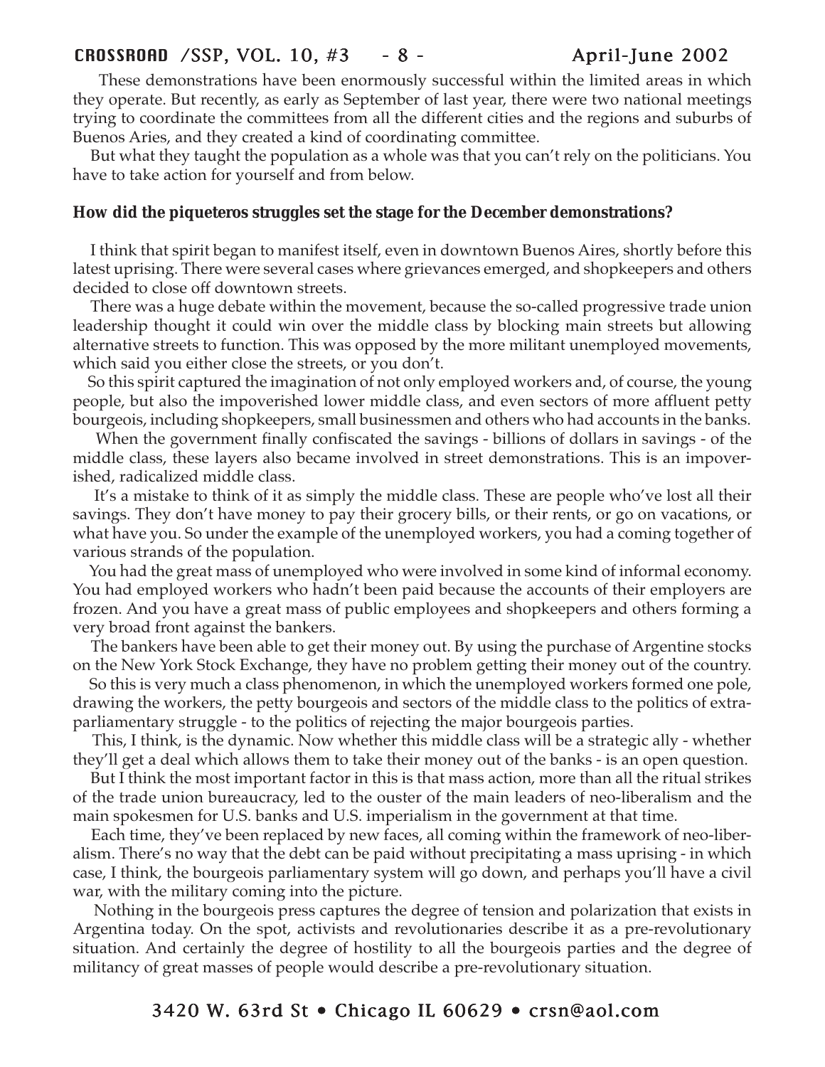These demonstrations have been enormously successful within the limited areas in which they operate. But recently, as early as September of last year, there were two national meetings trying to coordinate the committees from all the different cities and the regions and suburbs of Buenos Aries, and they created a kind of coordinating committee.

But what they taught the population as a whole was that you can't rely on the politicians. You have to take action for yourself and from below.

**How did the piqueteros struggles set the stage for the December demonstrations?**

I think that spirit began to manifest itself, even in downtown Buenos Aires, shortly before this latest uprising. There were several cases where grievances emerged, and shopkeepers and others decided to close off downtown streets.

There was a huge debate within the movement, because the so-called progressive trade union leadership thought it could win over the middle class by blocking main streets but allowing alternative streets to function. This was opposed by the more militant unemployed movements, which said you either close the streets, or you don't.

So this spirit captured the imagination of not only employed workers and, of course, the young people, but also the impoverished lower middle class, and even sectors of more affluent petty bourgeois, including shopkeepers, small businessmen and others who had accounts in the banks.

When the government finally confiscated the savings - billions of dollars in savings - of the middle class, these layers also became involved in street demonstrations. This is an impoverished, radicalized middle class.

It's a mistake to think of it as simply the middle class. These are people who've lost all their savings. They don't have money to pay their grocery bills, or their rents, or go on vacations, or what have you. So under the example of the unemployed workers, you had a coming together of various strands of the population.

You had the great mass of unemployed who were involved in some kind of informal economy. You had employed workers who hadn't been paid because the accounts of their employers are frozen. And you have a great mass of public employees and shopkeepers and others forming a very broad front against the bankers.

The bankers have been able to get their money out. By using the purchase of Argentine stocks on the New York Stock Exchange, they have no problem getting their money out of the country.

So this is very much a class phenomenon, in which the unemployed workers formed one pole, drawing the workers, the petty bourgeois and sectors of the middle class to the politics of extra-parliamentary struggle - to the politics of rejecting the major bourgeois parties.

This, I think, is the dynamic. Now whether this middle class will be a strategic ally - whether they'll get a deal which allows them to take their money out of the banks - is an open question.

But I think the most important factor in this is that mass action, more than all the ritual strikes of the trade union bureaucracy, led to the ouster of the main leaders of neo-liberalism and the main spokesmen for U.S. banks and U.S. imperialism in the government at that time.

Each time, they've been replaced by new faces, all coming within the framework of neo-liberalism. There's no way that the debt can be paid without precipitating a mass uprising - in which case, I think, the bourgeois parliamentary system will go down, and perhaps you'll have a civil war, with the military coming into the picture.

Nothing in the bourgeois press captures the degree of tension and polarization that exists in Argentina today. On the spot, activists and revolutionaries describe it as a pre-revolutionary situation. And certainly the degree of hostility to all the bourgeois parties and the degree of militancy of great masses of people would describe a pre-revolutionary situation.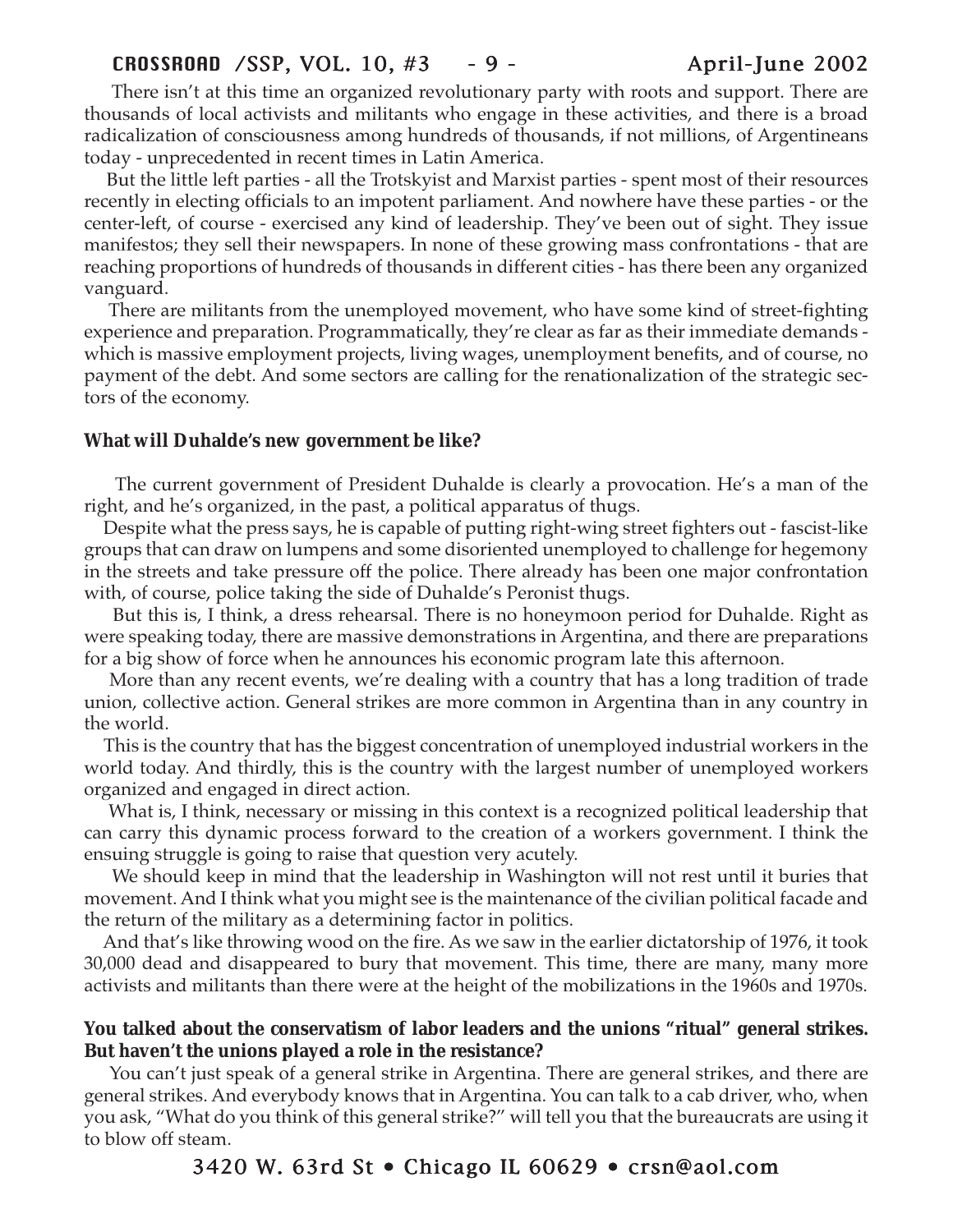There isn't at this time an organized revolutionary party with roots and support. There are thousands of local activists and militants who engage in these activities, and there is a broad radicalization of consciousness among hundreds of thousands, if not millions, of Argentineans today - unprecedented in recent times in Latin America.

But the little left parties - all the Trotskyist and Marxist parties - spent most of their resources recently in electing officials to an impotent parliament. And nowhere have these parties - or the center-left, of course - exercised any kind of leadership. They've been out of sight. They issue manifestos; they sell their newspapers. In none of these growing mass confrontations - that are reaching proportions of hundreds of thousands in different cities - has there been any organized vanguard.

There are militants from the unemployed movement, who have some kind of street-fighting experience and preparation. Programmatically, they're clear as far as their immediate demands - which is massive employment projects, living wages, unemployment benefits, and of course, no payment of the debt. And some sectors are calling for the renationalization of the strategic sectors of the economy.

**What will Duhalde's new government be like?**

The current government of President Duhalde is clearly a provocation. He's a man of the right, and he's organized, in the past, a political apparatus of thugs.

Despite what the press says, he is capable of putting right-wing street fighters out - fascist-like groups that can draw on lumpens and some disoriented unemployed to challenge for hegemony in the streets and take pressure off the police. There already has been one major confrontation with, of course, police taking the side of Duhalde's Peronist thugs.

But this is, I think, a dress rehearsal. There is no honeymoon period for Duhalde. Right as were speaking today, there are massive demonstrations in Argentina, and there are preparations for a big show of force when he announces his economic program late this afternoon.

More than any recent events, we're dealing with a country that has a long tradition of trade union, collective action. General strikes are more common in Argentina than in any country in the world.

This is the country that has the biggest concentration of unemployed industrial workers in the world today. And thirdly, this is the country with the largest number of unemployed workers organized and engaged in direct action.

What is, I think, necessary or missing in this context is a recognized political leadership that can carry this dynamic process forward to the creation of a workers government. I think the ensuing struggle is going to raise that question very acutely.

We should keep in mind that the leadership in Washington will not rest until it buries that movement. And I think what you might see is the maintenance of the civilian political facade and the return of the military as a determining factor in politics.

And that's like throwing wood on the fire. As we saw in the earlier dictatorship of 1976, it took 30,000 dead and disappeared to bury that movement. This time, there are many, many more activists and militants than there were at the height of the mobilizations in the 1960s and 1970s.

**You talked about the conservatism of labor leaders and the unions "ritual" general strikes. But haven't the unions played a role in the resistance?**

You can't just speak of a general strike in Argentina. There are general strikes, and there are general strikes. And everybody knows that in Argentina. You can talk to a cab driver, who, when you ask, "What do you think of this general strike?" will tell you that the bureaucrats are using it to blow off steam.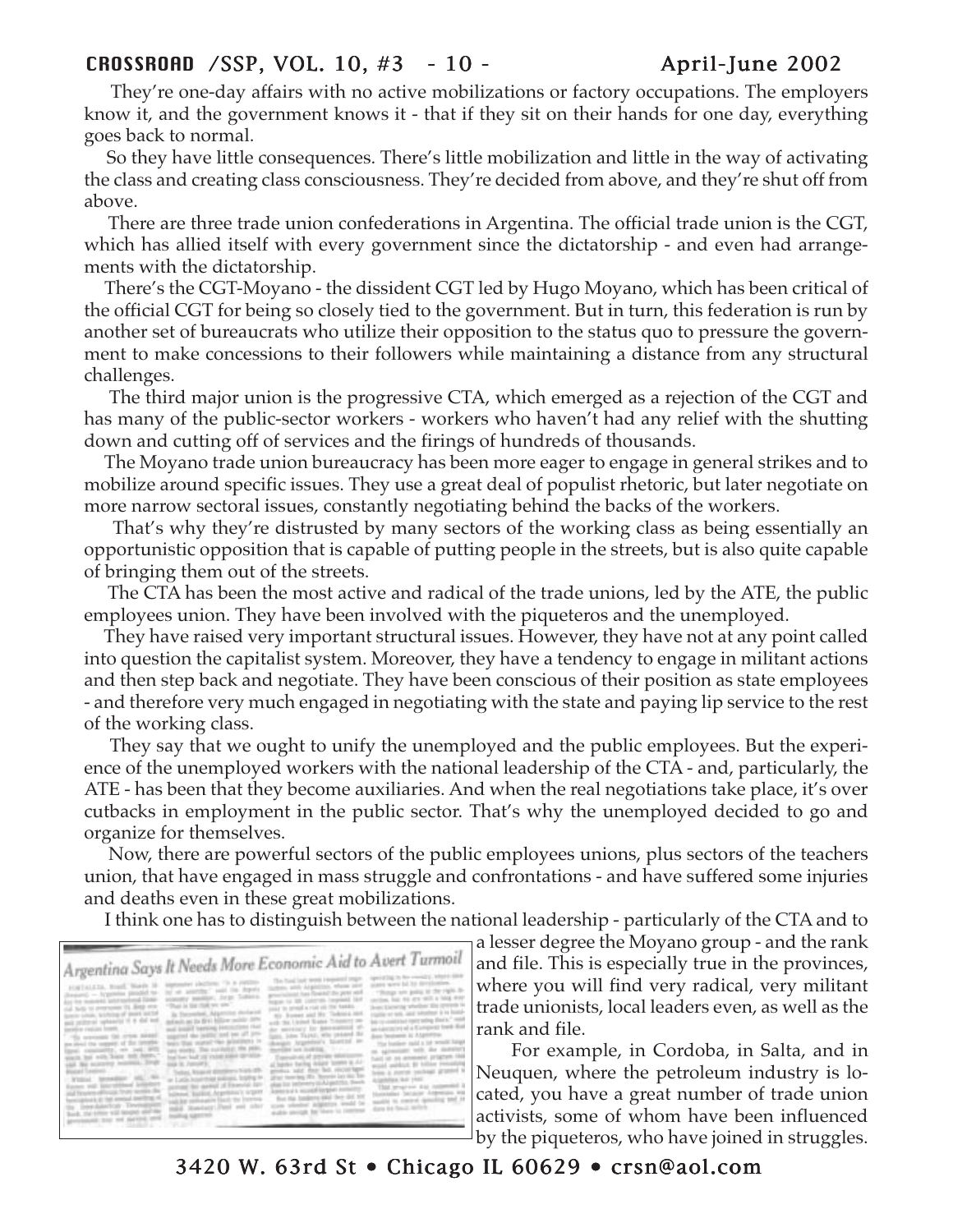They're one-day affairs with no active mobilizations or factory occupations. The employers know it, and the government knows it - that if they sit on their hands for one day, everything goes back to normal.

So they have little consequences. There's little mobilization and little in the way of activating the class and creating class consciousness. They're decided from above, and they're shut off from above.

There are three trade union confederations in Argentina. The official trade union is the CGT, which has allied itself with every government since the dictatorship - and even had arrangements with the dictatorship.

There's the CGT-Moyano - the dissident CGT led by Hugo Moyano, which has been critical of the official CGT for being so closely tied to the government. But in turn, this federation is run by another set of bureaucrats who utilize their opposition to the status quo to pressure the government to make concessions to their followers while maintaining a distance from any structural challenges.

The third major union is the progressive CTA, which emerged as a rejection of the CGT and has many of the public-sector workers - workers who haven't had any relief with the shutting down and cutting off of services and the firings of hundreds of thousands.

The Moyano trade union bureaucracy has been more eager to engage in general strikes and to mobilize around specific issues. They use a great deal of populist rhetoric, but later negotiate on more narrow sectoral issues, constantly negotiating behind the backs of the workers.

That's why they're distrusted by many sectors of the working class as being essentially an opportunistic opposition that is capable of putting people in the streets, but is also quite capable of bringing them out of the streets.

The CTA has been the most active and radical of the trade unions, led by the ATE, the public employees union. They have been involved with the piqueteros and the unemployed.

They have raised very important structural issues. However, they have not at any point called into question the capitalist system. Moreover, they have a tendency to engage in militant actions and then step back and negotiate. They have been conscious of their position as state employees - and therefore very much engaged in negotiating with the state and paying lip service to the rest of the working class.

They say that we ought to unify the unemployed and the public employees. But the experience of the unemployed workers with the national leadership of the CTA - and, particularly, the ATE - has been that they become auxiliaries. And when the real negotiations take place, it's over cutbacks in employment in the public sector. That's why the unemployed decided to go and organize for themselves.

Now, there are powerful sectors of the public employees unions, plus sectors of the teachers union, that have engaged in mass struggle and confrontations - and have suffered some injuries and deaths even in these great mobilizations.

I think one has to distinguish between the national leadership - particularly of the CTA and to a lesser degree the Moyano group - and the rank and file. This is especially true in the provinces, where you will find very radical, very militant trade unionists, local leaders even, as well as the rank and file.

*Argentina Says It Needs More Economic Aid to Avert Turmoil*

For example, in Cordoba, in Salta, and in Neuquen, where the petroleum industry is located, you have a great number of trade union activists, some of whom have been influenced by the piqueteros, who have joined in struggles.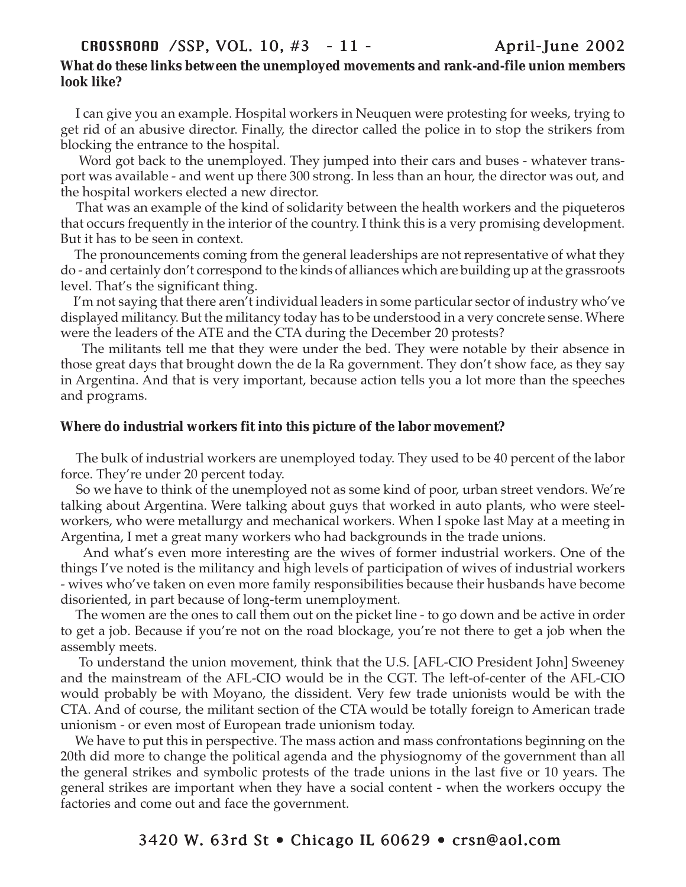**What do these links between the unemployed movements and rank-and-file union members look like?**

I can give you an example. Hospital workers in Neuquen were protesting for weeks, trying to get rid of an abusive director. Finally, the director called the police in to stop the strikers from blocking the entrance to the hospital.

Word got back to the unemployed. They jumped into their cars and buses - whatever transport was available - and went up there 300 strong. In less than an hour, the director was out, and the hospital workers elected a new director.

That was an example of the kind of solidarity between the health workers and the piqueteros that occurs frequently in the interior of the country. I think this is a very promising development. But it has to be seen in context.

The pronouncements coming from the general leaderships are not representative of what they do - and certainly don't correspond to the kinds of alliances which are building up at the grassroots level. That's the significant thing.

I'm not saying that there aren't individual leaders in some particular sector of industry who've displayed militancy. But the militancy today has to be understood in a very concrete sense. Where were the leaders of the ATE and the CTA during the December 20 protests?

The militants tell me that they were under the bed. They were notable by their absence in those great days that brought down the de la Ra government. They don't show face, as they say in Argentina. And that is very important, because action tells you a lot more than the speeches and programs.

**Where do industrial workers fit into this picture of the labor movement?**

The bulk of industrial workers are unemployed today. They used to be 40 percent of the labor force. They're under 20 percent today.

So we have to think of the unemployed not as some kind of poor, urban street vendors. We're talking about Argentina. Were talking about guys that worked in auto plants, who were steelworkers, who were metallurgy and mechanical workers. When I spoke last May at a meeting in Argentina, I met a great many workers who had backgrounds in the trade unions.

And what's even more interesting are the wives of former industrial workers. One of the things I've noted is the militancy and high levels of participation of wives of industrial workers - wives who've taken on even more family responsibilities because their husbands have become disoriented, in part because of long-term unemployment.

The women are the ones to call them out on the picket line - to go down and be active in order to get a job. Because if you're not on the road blockage, you're not there to get a job when the assembly meets.

To understand the union movement, think that the U.S. [AFL-CIO President John] Sweeney and the mainstream of the AFL-CIO would be in the CGT. The left-of-center of the AFL-CIO would probably be with Moyano, the dissident. Very few trade unionists would be with the CTA. And of course, the militant section of the CTA would be totally foreign to American trade unionism - or even most of European trade unionism today.

We have to put this in perspective. The mass action and mass confrontations beginning on the 20th did more to change the political agenda and the physiognomy of the government than all the general strikes and symbolic protests of the trade unions in the last five or 10 years. The general strikes are important when they have a social content - when the workers occupy the factories and come out and face the government.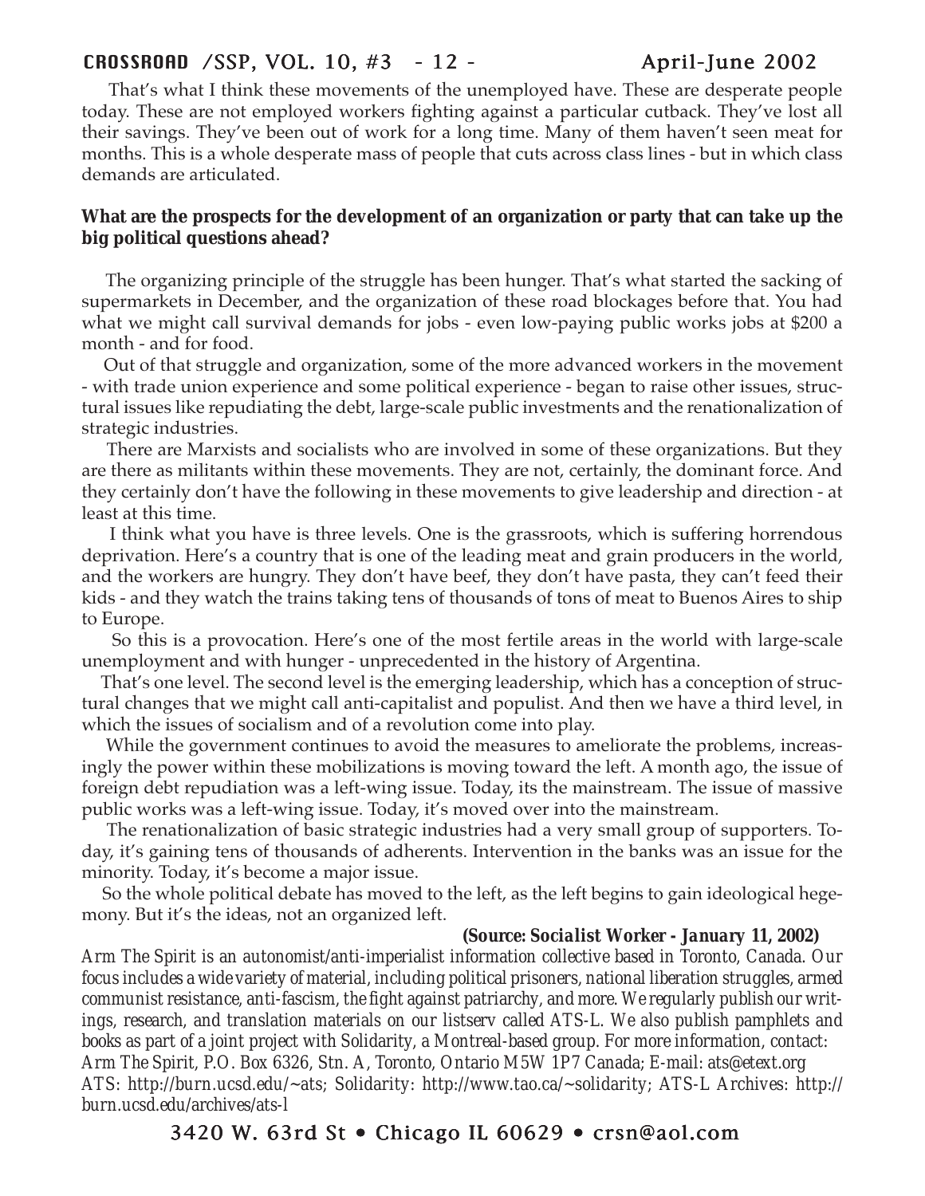That's what I think these movements of the unemployed have. These are desperate people today. These are not employed workers fighting against a particular cutback. They've lost all their savings. They've been out of work for a long time. Many of them haven't seen meat for months. This is a whole desperate mass of people that cuts across class lines - but in which class demands are articulated.

**What are the prospects for the development of an organization or party that can take up the big political questions ahead?**

The organizing principle of the struggle has been hunger. That's what started the sacking of supermarkets in December, and the organization of these road blockages before that. You had what we might call survival demands for jobs - even low-paying public works jobs at $200 a month - and for food.

Out of that struggle and organization, some of the more advanced workers in the movement - with trade union experience and some political experience - began to raise other issues, structural issues like repudiating the debt, large-scale public investments and the renationalization of strategic industries.

There are Marxists and socialists who are involved in some of these organizations. But they are there as militants within these movements. They are not, certainly, the dominant force. And they certainly don't have the following in these movements to give leadership and direction - at least at this time.

I think what you have is three levels. One is the grassroots, which is suffering horrendous deprivation. Here's a country that is one of the leading meat and grain producers in the world, and the workers are hungry. They don't have beef, they don't have pasta, they can't feed their kids - and they watch the trains taking tens of thousands of tons of meat to Buenos Aires to ship to Europe.

So this is a provocation. Here's one of the most fertile areas in the world with large-scale unemployment and with hunger - unprecedented in the history of Argentina.

That's one level. The second level is the emerging leadership, which has a conception of structural changes that we might call anti-capitalist and populist. And then we have a third level, in which the issues of socialism and of a revolution come into play.

While the government continues to avoid the measures to ameliorate the problems, increasingly the power within these mobilizations is moving toward the left. A month ago, the issue of foreign debt repudiation was a left-wing issue. Today, its the mainstream. The issue of massive public works was a left-wing issue. Today, it's moved over into the mainstream.

The renationalization of basic strategic industries had a very small group of supporters. Today, it's gaining tens of thousands of adherents. Intervention in the banks was an issue for the minority. Today, it's become a major issue.

So the whole political debate has moved to the left, as the left begins to gain ideological hegemony. But it's the ideas, not an organized left.

**(Source: *Socialist Worker* - *January 11, 2002*)**

*Arm The Spirit is an autonomist/anti-imperialist information collective based in Toronto, Canada. Our focus includes a wide variety of material, including political prisoners, national liberation struggles, armed communist resistance, anti-fascism, the fight against patriarchy, and more. We regularly publish our writings, research, and translation materials on our listserv called ATS-L. We also publish pamphlets and books as part of a joint project with Solidarity, a Montreal-based group. For more information, contact: Arm The Spirit, P.O. Box 6326, Stn. A, Toronto, Ontario M5W 1P7 Canada; E-mail: ats@etext.org ATS: http://burn.ucsd.edu/~ats; Solidarity: http://www.tao.ca/~solidarity; ATS-L Archives: http://burn.ucsd.edu/archives/ats-l*

3420 W. 63rd St • Chicago IL 60629 • crsn@aol.com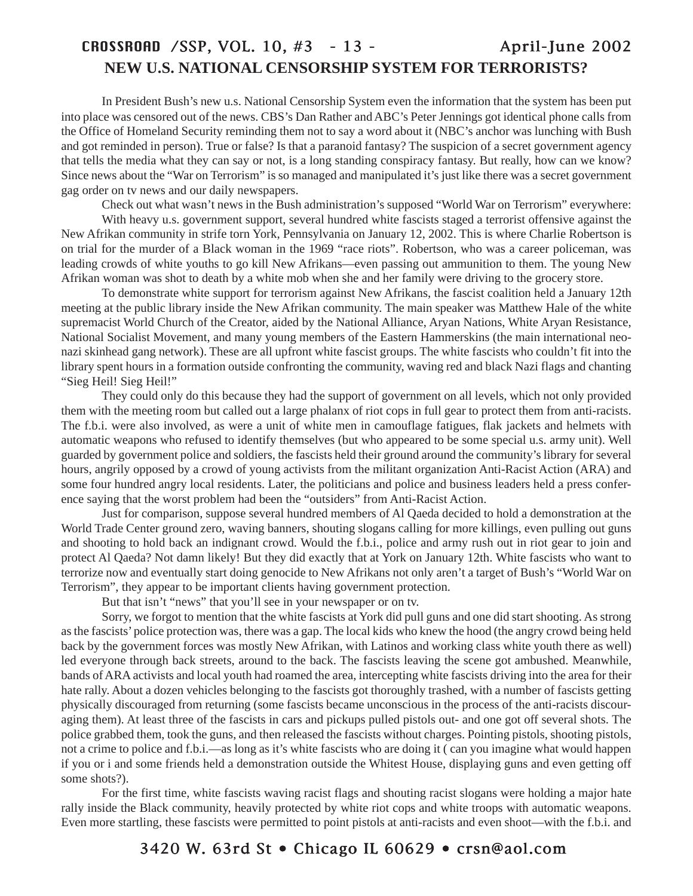## NEW U.S. NATIONAL CENSORSHIP SYSTEM FOR TERRORISTS?

In President Bush's new u.s. National Censorship System even the information that the system has been put into place was censored out of the news. CBS's Dan Rather and ABC's Peter Jennings got identical phone calls from the Office of Homeland Security reminding them not to say a word about it (NBC's anchor was lunching with Bush and got reminded in person). True or false? Is that a paranoid fantasy? The suspicion of a secret government agency that tells the media what they can say or not, is a long standing conspiracy fantasy. But really, how can we know? Since news about the "War on Terrorism" is so managed and manipulated it's just like there was a secret government gag order on tv news and our daily newspapers.

Check out what wasn't news in the Bush administration's supposed "World War on Terrorism" everywhere:

With heavy u.s. government support, several hundred white fascists staged a terrorist offensive against the New Afrikan community in strife torn York, Pennsylvania on January 12, 2002. This is where Charlie Robertson is on trial for the murder of a Black woman in the 1969 "race riots". Robertson, who was a career policeman, was leading crowds of white youths to go kill New Afrikans—even passing out ammunition to them. The young New Afrikan woman was shot to death by a white mob when she and her family were driving to the grocery store.

To demonstrate white support for terrorism against New Afrikans, the fascist coalition held a January 12th meeting at the public library inside the New Afrikan community. The main speaker was Matthew Hale of the white supremacist World Church of the Creator, aided by the National Alliance, Aryan Nations, White Aryan Resistance, National Socialist Movement, and many young members of the Eastern Hammerskins (the main international neo-nazi skinhead gang network). These are all upfront white fascist groups. The white fascists who couldn't fit into the library spent hours in a formation outside confronting the community, waving red and black Nazi flags and chanting "Sieg Heil! Sieg Heil!"

They could only do this because they had the support of government on all levels, which not only provided them with the meeting room but called out a large phalanx of riot cops in full gear to protect them from anti-racists. The f.b.i. were also involved, as were a unit of white men in camouflage fatigues, flak jackets and helmets with automatic weapons who refused to identify themselves (but who appeared to be some special u.s. army unit). Well guarded by government police and soldiers, the fascists held their ground around the community's library for several hours, angrily opposed by a crowd of young activists from the militant organization Anti-Racist Action (ARA) and some four hundred angry local residents. Later, the politicians and police and business leaders held a press conference saying that the worst problem had been the "outsiders" from Anti-Racist Action.

Just for comparison, suppose several hundred members of Al Qaeda decided to hold a demonstration at the World Trade Center ground zero, waving banners, shouting slogans calling for more killings, even pulling out guns and shooting to hold back an indignant crowd. Would the f.b.i., police and army rush out in riot gear to join and protect Al Qaeda? Not damn likely! But they did exactly that at York on January 12th. White fascists who want to terrorize now and eventually start doing genocide to New Afrikans not only aren't a target of Bush's "World War on Terrorism", they appear to be important clients having government protection.

But that isn't "news" that you'll see in your newspaper or on tv.

Sorry, we forgot to mention that the white fascists at York did pull guns and one did start shooting. As strong as the fascists' police protection was, there was a gap. The local kids who knew the hood (the angry crowd being held back by the government forces was mostly New Afrikan, with Latinos and working class white youth there as well) led everyone through back streets, around to the back. The fascists leaving the scene got ambushed. Meanwhile, bands of ARA activists and local youth had roamed the area, intercepting white fascists driving into the area for their hate rally. About a dozen vehicles belonging to the fascists got thoroughly trashed, with a number of fascists getting physically discouraged from returning (some fascists became unconscious in the process of the anti-racists discouraging them). At least three of the fascists in cars and pickups pulled pistols out- and one got off several shots. The police grabbed them, took the guns, and then released the fascists without charges. Pointing pistols, shooting pistols, not a crime to police and f.b.i.—as long as it's white fascists who are doing it ( can you imagine what would happen if you or i and some friends held a demonstration outside the Whitest House, displaying guns and even getting off some shots?).

For the first time, white fascists waving racist flags and shouting racist slogans were holding a major hate rally inside the Black community, heavily protected by white riot cops and white troops with automatic weapons. Even more startling, these fascists were permitted to point pistols at anti-racists and even shoot—with the f.b.i. and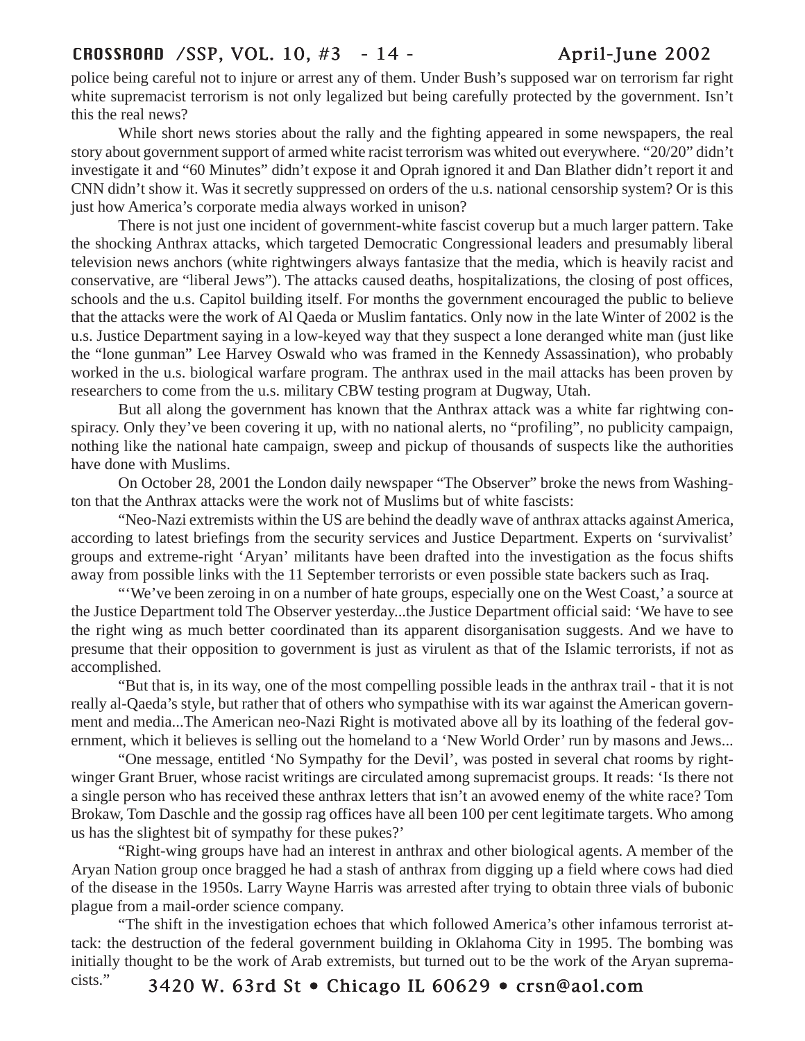police being careful not to injure or arrest any of them. Under Bush's supposed war on terrorism far right white supremacist terrorism is not only legalized but being carefully protected by the government. Isn't this the real news?

While short news stories about the rally and the fighting appeared in some newspapers, the real story about government support of armed white racist terrorism was whited out everywhere. "20/20" didn't investigate it and "60 Minutes" didn't expose it and Oprah ignored it and Dan Blather didn't report it and CNN didn't show it. Was it secretly suppressed on orders of the u.s. national censorship system? Or is this just how America's corporate media always worked in unison?

There is not just one incident of government-white fascist coverup but a much larger pattern. Take the shocking Anthrax attacks, which targeted Democratic Congressional leaders and presumably liberal television news anchors (white rightwingers always fantasize that the media, which is heavily racist and conservative, are "liberal Jews"). The attacks caused deaths, hospitalizations, the closing of post offices, schools and the u.s. Capitol building itself. For months the government encouraged the public to believe that the attacks were the work of Al Qaeda or Muslim fantatics. Only now in the late Winter of 2002 is the u.s. Justice Department saying in a low-keyed way that they suspect a lone deranged white man (just like the "lone gunman" Lee Harvey Oswald who was framed in the Kennedy Assassination), who probably worked in the u.s. biological warfare program. The anthrax used in the mail attacks has been proven by researchers to come from the u.s. military CBW testing program at Dugway, Utah.

But all along the government has known that the Anthrax attack was a white far rightwing conspiracy. Only they've been covering it up, with no national alerts, no "profiling", no publicity campaign, nothing like the national hate campaign, sweep and pickup of thousands of suspects like the authorities have done with Muslims.

On October 28, 2001 the London daily newspaper "The Observer" broke the news from Washington that the Anthrax attacks were the work not of Muslims but of white fascists:

"Neo-Nazi extremists within the US are behind the deadly wave of anthrax attacks against America, according to latest briefings from the security services and Justice Department. Experts on 'survivalist' groups and extreme-right 'Aryan' militants have been drafted into the investigation as the focus shifts away from possible links with the 11 September terrorists or even possible state backers such as Iraq.

"'We've been zeroing in on a number of hate groups, especially one on the West Coast,' a source at the Justice Department told The Observer yesterday...the Justice Department official said: 'We have to see the right wing as much better coordinated than its apparent disorganisation suggests. And we have to presume that their opposition to government is just as virulent as that of the Islamic terrorists, if not as accomplished.

"But that is, in its way, one of the most compelling possible leads in the anthrax trail - that it is not really al-Qaeda's style, but rather that of others who sympathise with its war against the American government and media...The American neo-Nazi Right is motivated above all by its loathing of the federal government, which it believes is selling out the homeland to a 'New World Order' run by masons and Jews...

"One message, entitled 'No Sympathy for the Devil', was posted in several chat rooms by rightwinger Grant Bruer, whose racist writings are circulated among supremacist groups. It reads: 'Is there not a single person who has received these anthrax letters that isn't an avowed enemy of the white race? Tom Brokaw, Tom Daschle and the gossip rag offices have all been 100 per cent legitimate targets. Who among us has the slightest bit of sympathy for these pukes?'

"Right-wing groups have had an interest in anthrax and other biological agents. A member of the Aryan Nation group once bragged he had a stash of anthrax from digging up a field where cows had died of the disease in the 1950s. Larry Wayne Harris was arrested after trying to obtain three vials of bubonic plague from a mail-order science company.

"The shift in the investigation echoes that which followed America's other infamous terrorist attack: the destruction of the federal government building in Oklahoma City in 1995. The bombing was initially thought to be the work of Arab extremists, but turned out to be the work of the Aryan supremacists."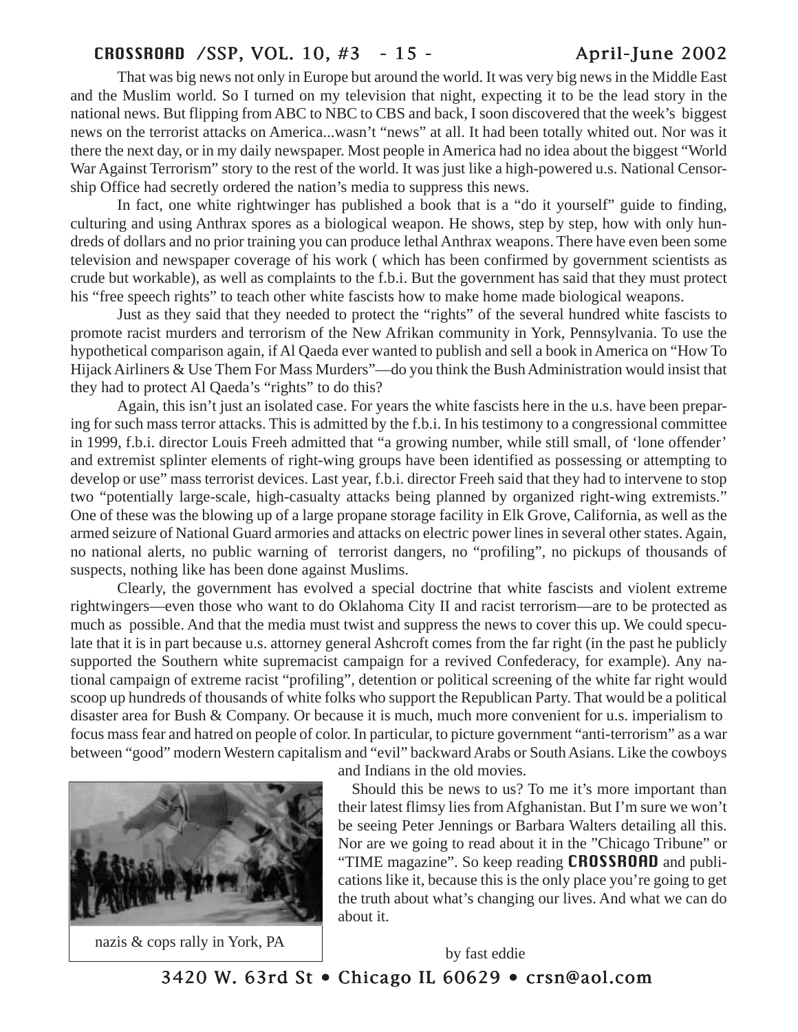That was big news not only in Europe but around the world. It was very big news in the Middle East and the Muslim world. So I turned on my television that night, expecting it to be the lead story in the national news. But flipping from ABC to NBC to CBS and back, I soon discovered that the week's biggest news on the terrorist attacks on America...wasn't "news" at all. It had been totally whited out. Nor was it there the next day, or in my daily newspaper. Most people in America had no idea about the biggest "World War Against Terrorism" story to the rest of the world. It was just like a high-powered u.s. National Censorship Office had secretly ordered the nation's media to suppress this news.

In fact, one white rightwinger has published a book that is a "do it yourself" guide to finding, culturing and using Anthrax spores as a biological weapon. He shows, step by step, how with only hundreds of dollars and no prior training you can produce lethal Anthrax weapons. There have even been some television and newspaper coverage of his work ( which has been confirmed by government scientists as crude but workable), as well as complaints to the f.b.i. But the government has said that they must protect his "free speech rights" to teach other white fascists how to make home made biological weapons.

Just as they said that they needed to protect the "rights" of the several hundred white fascists to promote racist murders and terrorism of the New Afrikan community in York, Pennsylvania. To use the hypothetical comparison again, if Al Qaeda ever wanted to publish and sell a book in America on "How To Hijack Airliners & Use Them For Mass Murders"—do you think the Bush Administration would insist that they had to protect Al Qaeda's "rights" to do this?

Again, this isn't just an isolated case. For years the white fascists here in the u.s. have been preparing for such mass terror attacks. This is admitted by the f.b.i. In his testimony to a congressional committee in 1999, f.b.i. director Louis Freeh admitted that "a growing number, while still small, of 'lone offender' and extremist splinter elements of right-wing groups have been identified as possessing or attempting to develop or use" mass terrorist devices. Last year, f.b.i. director Freeh said that they had to intervene to stop two "potentially large-scale, high-casualty attacks being planned by organized right-wing extremists." One of these was the blowing up of a large propane storage facility in Elk Grove, California, as well as the armed seizure of National Guard armories and attacks on electric power lines in several other states. Again, no national alerts, no public warning of terrorist dangers, no "profiling", no pickups of thousands of suspects, nothing like has been done against Muslims.

Clearly, the government has evolved a special doctrine that white fascists and violent extreme rightwingers—even those who want to do Oklahoma City II and racist terrorism—are to be protected as much as possible. And that the media must twist and suppress the news to cover this up. We could speculate that it is in part because u.s. attorney general Ashcroft comes from the far right (in the past he publicly supported the Southern white supremacist campaign for a revived Confederacy, for example). Any national campaign of extreme racist "profiling", detention or political screening of the white far right would scoop up hundreds of thousands of white folks who support the Republican Party. That would be a political disaster area for Bush & Company. Or because it is much, much more convenient for u.s. imperialism to focus mass fear and hatred on people of color. In particular, to picture government "anti-terrorism" as a war between "good" modern Western capitalism and "evil" backward Arabs or South Asians. Like the cowboys and Indians in the old movies.

nazis & cops rally in York, PA

Should this be news to us? To me it's more important than their latest flimsy lies from Afghanistan. But I'm sure we won't be seeing Peter Jennings or Barbara Walters detailing all this. Nor are we going to read about it in the "Chicago Tribune" or "TIME magazine". So keep reading **CROSSROAD** and publications like it, because this is the only place you're going to get the truth about what's changing our lives. And what we can do about it.

by fast eddie

3420 W. 63rd St • Chicago IL 60629 • crsn@aol.com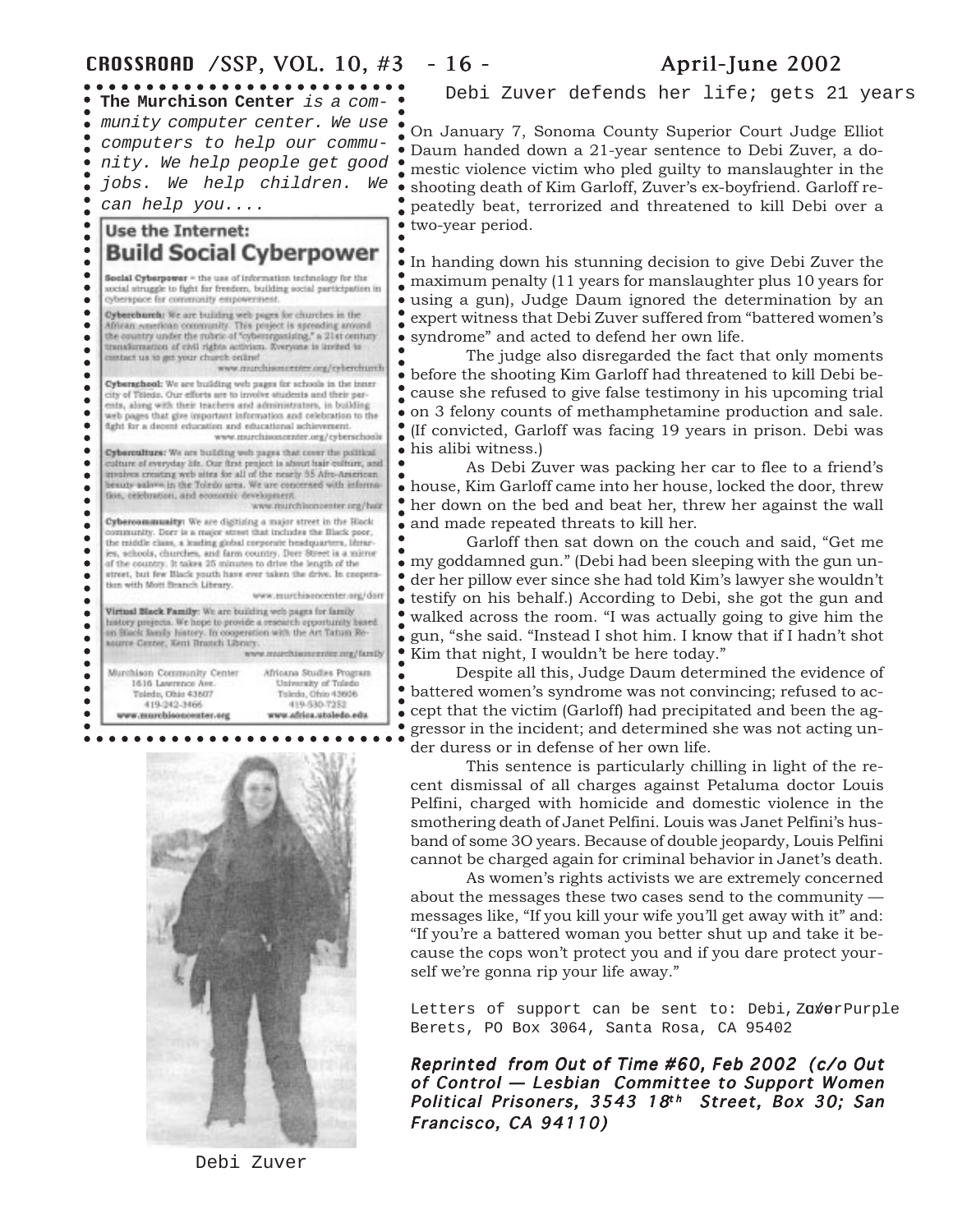**The Murchison Center** *is a community computer center. We use computers to help our community. We help people get good jobs. We help children. We can help you....*

## Use the Internet:
## Build Social Cyberpower

**Social Cyberpower** = the use of information technology for the social struggle to fight for freedom, building social participation in cyberspace for community empowerment.

**Cyberchurch:** We are building web pages for churches in the African American community. This project is spreading around the country under the rubric of "cyberorganizing," a 21st century transformation of civil rights activism. Everyone is invited to contact us to get your church online!
www.murchisoncenter.org/cyberchurch

**Cyberschool:** We are building web pages for schools in the inner city of Toledo. Our efforts are to involve students and their parents, along with their teachers and administrators, in building web pages that give important information and celebration to the fight for a decent education and educational achievement.
www.murchisoncenter.org/cyberschools

**Cyberculture:** We are building web pages that cover the political culture of everyday life. Our first project is about hair culture, and involves creating web sites for all of the nearly 55 Afro-American beauty salons in the Toledo area. We are concerned with information, celebration, and economic development.
www.murchisoncenter.org/hair

**Cybercommunity:** We are digitizing a major street in the Black community. Dorr is a major street that includes the Black poor, the middle class, a leading global corporate headquarters, libraries, schools, churches, and farm country. Dorr Street is a mirror of the country. It takes 25 minutes to drive the length of the street, but few Black youth have ever taken the drive. In cooperation with Mott Branch Library.
www.murchisoncenter.org/dorr

**Virtual Black Family:** We are building web pages for family history projects. We hope to provide a research opportunity based on Black family history. In cooperation with the Art Tatum Resource Center, Kent Branch Library.
www.murchisoncenter.org/family

Murchison Community Center
1616 Lawrence Ave.
Toledo, Ohio 43607
419-242-3466
www.murchisoncenter.org

Africana Studies Program
University of Toledo
Toledo, Ohio 43606
419-530-7252
www.africa.utoledo.edu

Debi Zuver

## Debi Zuver defends her life; gets 21 years

On January 7, Sonoma County Superior Court Judge Elliot Daum handed down a 21-year sentence to Debi Zuver, a domestic violence victim who pled guilty to manslaughter in the shooting death of Kim Garloff, Zuver's ex-boyfriend. Garloff repeatedly beat, terrorized and threatened to kill Debi over a two-year period.

In handing down his stunning decision to give Debi Zuver the maximum penalty (11 years for manslaughter plus 10 years for using a gun), Judge Daum ignored the determination by an expert witness that Debi Zuver suffered from "battered women's syndrome" and acted to defend her own life.

The judge also disregarded the fact that only moments before the shooting Kim Garloff had threatened to kill Debi because she refused to give false testimony in his upcoming trial on 3 felony counts of methamphetamine production and sale. (If convicted, Garloff was facing 19 years in prison. Debi was his alibi witness.)

As Debi Zuver was packing her car to flee to a friend's house, Kim Garloff came into her house, locked the door, threw her down on the bed and beat her, threw her against the wall and made repeated threats to kill her.

Garloff then sat down on the couch and said, "Get me my goddamned gun." (Debi had been sleeping with the gun under her pillow ever since she had told Kim's lawyer she wouldn't testify on his behalf.) According to Debi, she got the gun and walked across the room. "I was actually going to give him the gun, "she said. "Instead I shot him. I know that if I hadn't shot Kim that night, I wouldn't be here today."

Despite all this, Judge Daum determined the evidence of battered women's syndrome was not convincing; refused to accept that the victim (Garloff) had precipitated and been the aggressor in the incident; and determined she was not acting under duress or in defense of her own life.

This sentence is particularly chilling in light of the recent dismissal of all charges against Petaluma doctor Louis Pelfini, charged with homicide and domestic violence in the smothering death of Janet Pelfini. Louis was Janet Pelfini's husband of some 30 years. Because of double jeopardy, Louis Pelfini cannot be charged again for criminal behavior in Janet's death.

As women's rights activists we are extremely concerned about the messages these two cases send to the community — messages like, "If you kill your wife you'll get away with it" and: "If you're a battered woman you better shut up and take it because the cops won't protect you and if you dare protect yourself we're gonna rip your life away."

Letters of support can be sent to: Debi Zuver, c/o Purple Berets, PO Box 3064, Santa Rosa, CA 95402

***Reprinted from Out of Time #60, Feb 2002 (c/o Out of Control — Lesbian Committee to Support Women Political Prisoners, 3543 18th Street, Box 30; San Francisco, CA 94110)***